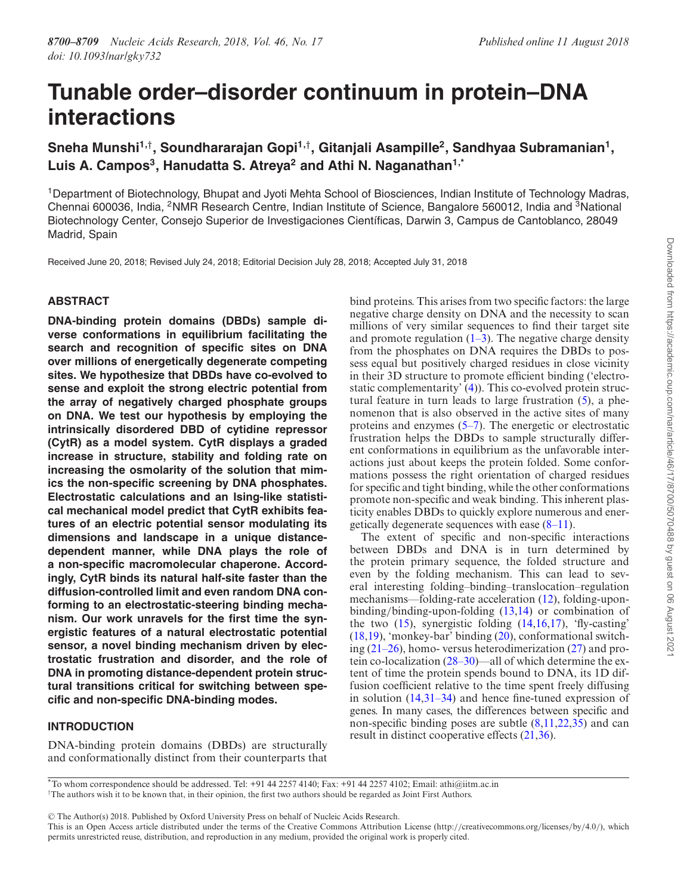# Tunable order–disorder continuum in protein–DNA interactions

**Sneha Munshi[1,†], Soundhararajan Gopi[1,†], Gitanjali Asampille[2], Sandhyaa Subramanian[1], Luis A. Campos[3], Hanudatta S. Atreya[2] and Athi N. Naganathan[1,*]**

[1]Department of Biotechnology, Bhupat and Jyoti Mehta School of Biosciences, Indian Institute of Technology Madras, Chennai 600036, India, [2]NMR Research Centre, Indian Institute of Science, Bangalore 560012, India and [3]National Biotechnology Center, Consejo Superior de Investigaciones Científicas, Darwin 3, Campus de Cantoblanco, 28049 Madrid, Spain

Received June 20, 2018; Revised July 24, 2018; Editorial Decision July 28, 2018; Accepted July 31, 2018

## ABSTRACT

**DNA-binding protein domains (DBDs) sample diverse conformations in equilibrium facilitating the search and recognition of specific sites on DNA over millions of energetically degenerate competing sites. We hypothesize that DBDs have co-evolved to sense and exploit the strong electric potential from the array of negatively charged phosphate groups on DNA. We test our hypothesis by employing the intrinsically disordered DBD of cytidine repressor (CytR) as a model system. CytR displays a graded increase in structure, stability and folding rate on increasing the osmolarity of the solution that mimics the non-specific screening by DNA phosphates. Electrostatic calculations and an Ising-like statistical mechanical model predict that CytR exhibits features of an electric potential sensor modulating its dimensions and landscape in a unique distance-dependent manner, while DNA plays the role of a non-specific macromolecular chaperone. Accordingly, CytR binds its natural half-site faster than the diffusion-controlled limit and even random DNA conforming to an electrostatic-steering binding mechanism. Our work unravels for the first time the synergistic features of a natural electrostatic potential sensor, a novel binding mechanism driven by electrostatic frustration and disorder, and the role of DNA in promoting distance-dependent protein structural transitions critical for switching between specific and non-specific DNA-binding modes.**

## INTRODUCTION

DNA-binding protein domains (DBDs) are structurally and conformationally distinct from their counterparts that bind proteins. This arises from two specific factors: the large negative charge density on DNA and the necessity to scan millions of very similar sequences to find their target site and promote regulation (1–3). The negative charge density from the phosphates on DNA requires the DBDs to possess equal but positively charged residues in close vicinity in their 3D structure to promote efficient binding ('electrostatic complementarity' (4)). This co-evolved protein structural feature in turn leads to large frustration (5), a phenomenon that is also observed in the active sites of many proteins and enzymes (5–7). The energetic or electrostatic frustration helps the DBDs to sample structurally different conformations in equilibrium as the unfavorable interactions just about keeps the protein folded. Some conformations possess the right orientation of charged residues for specific and tight binding, while the other conformations promote non-specific and weak binding. This inherent plasticity enables DBDs to quickly explore numerous and energetically degenerate sequences with ease (8–11).

The extent of specific and non-specific interactions between DBDs and DNA is in turn determined by the protein primary sequence, the folded structure and even by the folding mechanism. This can lead to several interesting folding–binding–translocation–regulation mechanisms—folding-rate acceleration (12), folding-upon-binding/binding-upon-folding (13,14) or combination of the two (15), synergistic folding (14,16,17), 'fly-casting' (18,19), 'monkey-bar' binding (20), conformational switching (21–26), homo- versus heterodimerization (27) and protein co-localization (28–30)—all of which determine the extent of time the protein spends bound to DNA, its 1D diffusion coefficient relative to the time spent freely diffusing in solution (14,31–34) and hence fine-tuned expression of genes. In many cases, the differences between specific and non-specific binding poses are subtle (8,11,22,35) and can result in distinct cooperative effects (21,36).

*To whom correspondence should be addressed. Tel: +91 44 2257 4140; Fax: +91 44 2257 4102; Email: athi@iitm.ac.in
†The authors wish it to be known that, in their opinion, the first two authors should be regarded as Joint First Authors.

© The Author(s) 2018. Published by Oxford University Press on behalf of Nucleic Acids Research.
This is an Open Access article distributed under the terms of the Creative Commons Attribution License (http://creativecommons.org/licenses/by/4.0/), which permits unrestricted reuse, distribution, and reproduction in any medium, provided the original work is properly cited.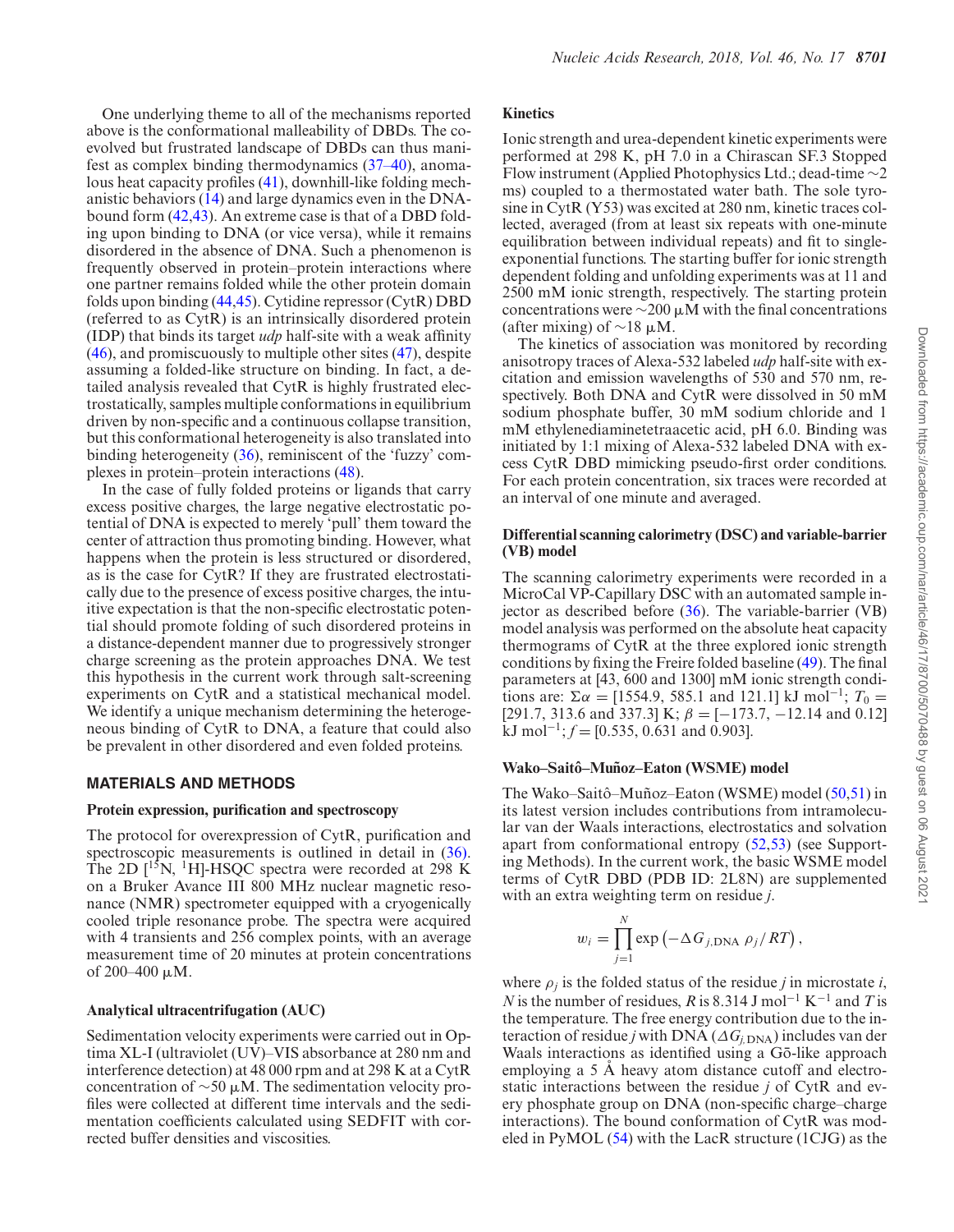One underlying theme to all of the mechanisms reported above is the conformational malleability of DBDs. The coevolved but frustrated landscape of DBDs can thus manifest as complex binding thermodynamics (37–40), anomalous heat capacity profiles (41), downhill-like folding mechanistic behaviors (14) and large dynamics even in the DNA-bound form (42,43). An extreme case is that of a DBD folding upon binding to DNA (or vice versa), while it remains disordered in the absence of DNA. Such a phenomenon is frequently observed in protein–protein interactions where one partner remains folded while the other protein domain folds upon binding (44,45). Cytidine repressor (CytR) DBD (referred to as CytR) is an intrinsically disordered protein (IDP) that binds its target *udp* half-site with a weak affinity (46), and promiscuously to multiple other sites (47), despite assuming a folded-like structure on binding. In fact, a detailed analysis revealed that CytR is highly frustrated electrostatically, samples multiple conformations in equilibrium driven by non-specific and a continuous collapse transition, but this conformational heterogeneity is also translated into binding heterogeneity (36), reminiscent of the 'fuzzy' complexes in protein–protein interactions (48).

In the case of fully folded proteins or ligands that carry excess positive charges, the large negative electrostatic potential of DNA is expected to merely 'pull' them toward the center of attraction thus promoting binding. However, what happens when the protein is less structured or disordered, as is the case for CytR? If they are frustrated electrostatically due to the presence of excess positive charges, the intuitive expectation is that the non-specific electrostatic potential should promote folding of such disordered proteins in a distance-dependent manner due to progressively stronger charge screening as the protein approaches DNA. We test this hypothesis in the current work through salt-screening experiments on CytR and a statistical mechanical model. We identify a unique mechanism determining the heterogeneous binding of CytR to DNA, a feature that could also be prevalent in other disordered and even folded proteins.

## MATERIALS AND METHODS

### Protein expression, purification and spectroscopy

The protocol for overexpression of CytR, purification and spectroscopic measurements is outlined in detail in (36). The 2D [$^{15}$N, $^{1}$H]-HSQC spectra were recorded at 298 K on a Bruker Avance III 800 MHz nuclear magnetic resonance (NMR) spectrometer equipped with a cryogenically cooled triple resonance probe. The spectra were acquired with 4 transients and 256 complex points, with an average measurement time of 20 minutes at protein concentrations of 200–400 μM.

### Analytical ultracentrifugation (AUC)

Sedimentation velocity experiments were carried out in Optima XL-I (ultraviolet (UV)–VIS absorbance at 280 nm and interference detection) at 48 000 rpm and at 298 K at a CytR concentration of ∼50 μM. The sedimentation velocity profiles were collected at different time intervals and the sedimentation coefficients calculated using SEDFIT with corrected buffer densities and viscosities.

### Kinetics

Ionic strength and urea-dependent kinetic experiments were performed at 298 K, pH 7.0 in a Chirascan SF.3 Stopped Flow instrument (Applied Photophysics Ltd.; dead-time ∼2 ms) coupled to a thermostated water bath. The sole tyrosine in CytR (Y53) was excited at 280 nm, kinetic traces collected, averaged (from at least six repeats with one-minute equilibration between individual repeats) and fit to single-exponential functions. The starting buffer for ionic strength dependent folding and unfolding experiments was at 11 and 2500 mM ionic strength, respectively. The starting protein concentrations were ∼200 μM with the final concentrations (after mixing) of ∼18 μM.

The kinetics of association was monitored by recording anisotropy traces of Alexa-532 labeled *udp* half-site with excitation and emission wavelengths of 530 and 570 nm, respectively. Both DNA and CytR were dissolved in 50 mM sodium phosphate buffer, 30 mM sodium chloride and 1 mM ethylenediaminetetraacetic acid, pH 6.0. Binding was initiated by 1:1 mixing of Alexa-532 labeled DNA with excess CytR DBD mimicking pseudo-first order conditions. For each protein concentration, six traces were recorded at an interval of one minute and averaged.

### Differential scanning calorimetry (DSC) and variable-barrier (VB) model

The scanning calorimetry experiments were recorded in a MicroCal VP-Capillary DSC with an automated sample injector as described before (36). The variable-barrier (VB) model analysis was performed on the absolute heat capacity thermograms of CytR at the three explored ionic strength conditions by fixing the Freire folded baseline (49). The final parameters at [43, 600 and 1300] mM ionic strength conditions are: $\Sigma\alpha$ = [1554.9, 585.1 and 121.1] kJ mol$^{-1}$; $T_0$ = [291.7, 313.6 and 337.3] K; $\beta$ = [−173.7, −12.14 and 0.12] kJ mol$^{-1}$; $f$ = [0.535, 0.631 and 0.903].

### Wako–Saitô–Muñoz–Eaton (WSME) model

The Wako–Saitô–Muñoz–Eaton (WSME) model (50,51) in its latest version includes contributions from intramolecular van der Waals interactions, electrostatics and solvation apart from conformational entropy (52,53) (see Supporting Methods). In the current work, the basic WSME model terms of CytR DBD (PDB ID: 2L8N) are supplemented with an extra weighting term on residue $j$.

$$w_i = \prod_{j=1}^{N} \exp\left(-\Delta G_{j,\mathrm{DNA}}\, \rho_j / RT\right),$$

where $\rho_j$ is the folded status of the residue $j$ in microstate $i$, $N$ is the number of residues, $R$ is 8.314 J mol$^{-1}$ K$^{-1}$ and $T$ is the temperature. The free energy contribution due to the interaction of residue $j$ with DNA ($\Delta G_{j,\mathrm{DNA}}$) includes van der Waals interactions as identified using a Gō-like approach employing a 5 Å heavy atom distance cutoff and electrostatic interactions between the residue $j$ of CytR and every phosphate group on DNA (non-specific charge–charge interactions). The bound conformation of CytR was modeled in PyMOL (54) with the LacR structure (1CJG) as the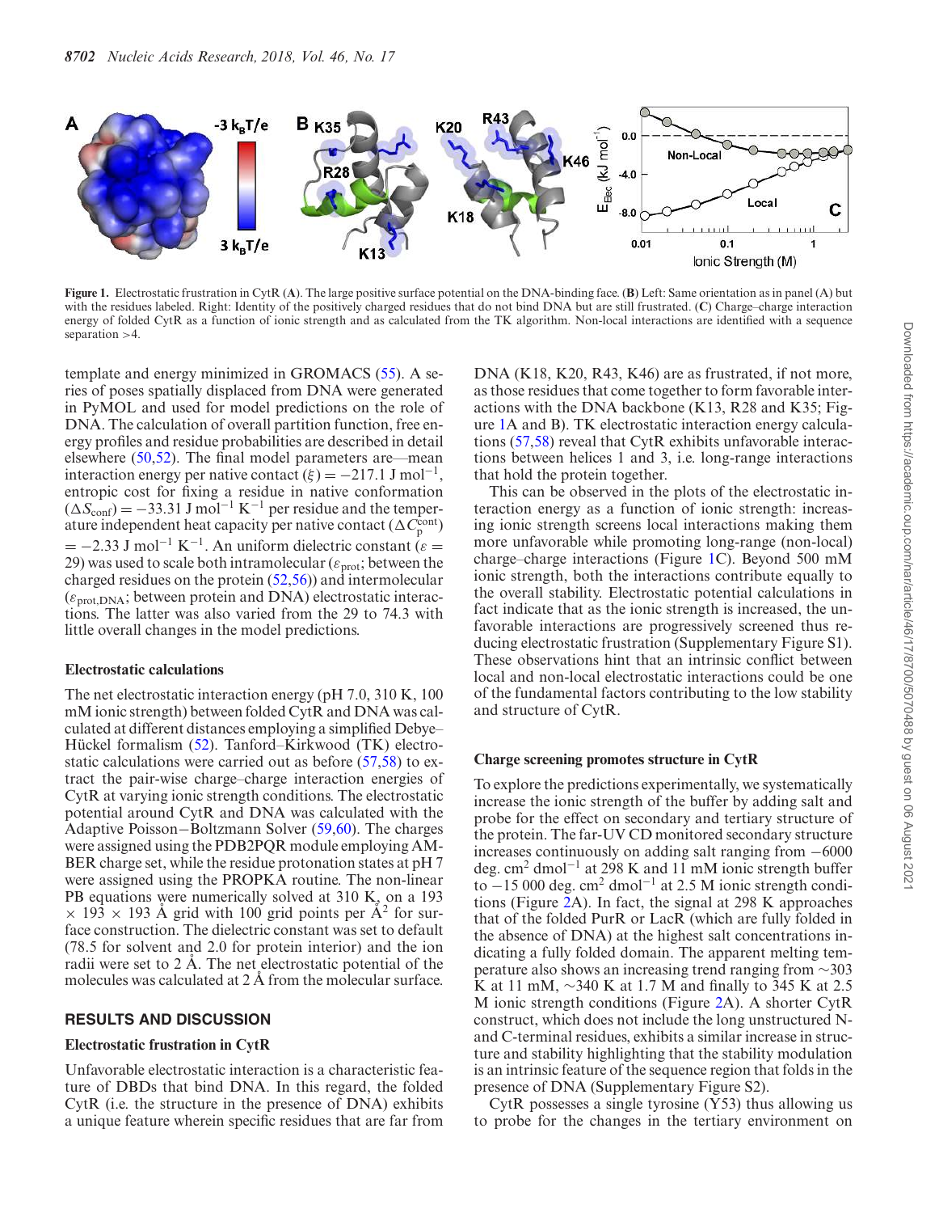Figure 1. Electrostatic frustration in CytR (A). The large positive surface potential on the DNA-binding face. (B) Left: Same orientation as in panel (A) but with the residues labeled. Right: Identity of the positively charged residues that do not bind DNA but are still frustrated. (C) Charge–charge interaction energy of folded CytR as a function of ionic strength and as calculated from the TK algorithm. Non-local interactions are identified with a sequence separation >4.

template and energy minimized in GROMACS (55). A series of poses spatially displaced from DNA were generated in PyMOL and used for model predictions on the role of DNA. The calculation of overall partition function, free energy profiles and residue probabilities are described in detail elsewhere (50,52). The final model parameters are—mean interaction energy per native contact ($\xi$) = −217.1 J mol$^{-1}$, entropic cost for fixing a residue in native conformation ($\Delta S_{\mathrm{conf}}$) = −33.31 J mol$^{-1}$ K$^{-1}$ per residue and the temperature independent heat capacity per native contact ($\Delta C_{\mathrm{p}}^{\mathrm{cont}}$) = −2.33 J mol$^{-1}$ K$^{-1}$. An uniform dielectric constant ($\varepsilon$ = 29) was used to scale both intramolecular ($\varepsilon_{\mathrm{prot}}$; between the charged residues on the protein (52,56)) and intermolecular ($\varepsilon_{\mathrm{prot,DNA}}$; between protein and DNA) electrostatic interactions. The latter was also varied from the 29 to 74.3 with little overall changes in the model predictions.

### Electrostatic calculations

The net electrostatic interaction energy (pH 7.0, 310 K, 100 mM ionic strength) between folded CytR and DNA was calculated at different distances employing a simplified Debye–Hückel formalism (52). Tanford–Kirkwood (TK) electrostatic calculations were carried out as before (57,58) to extract the pair-wise charge–charge interaction energies of CytR at varying ionic strength conditions. The electrostatic potential around CytR and DNA was calculated with the Adaptive Poisson−Boltzmann Solver (59,60). The charges were assigned using the PDB2PQR module employing AMBER charge set, while the residue protonation states at pH 7 were assigned using the PROPKA routine. The non-linear PB equations were numerically solved at 310 K, on a 193 × 193 × 193 Å grid with 100 grid points per Å$^2$ for surface construction. The dielectric constant was set to default (78.5 for solvent and 2.0 for protein interior) and the ion radii were set to 2 Å. The net electrostatic potential of the molecules was calculated at 2 Å from the molecular surface.

## RESULTS AND DISCUSSION

### Electrostatic frustration in CytR

Unfavorable electrostatic interaction is a characteristic feature of DBDs that bind DNA. In this regard, the folded CytR (i.e. the structure in the presence of DNA) exhibits a unique feature wherein specific residues that are far from DNA (K18, K20, R43, K46) are as frustrated, if not more, as those residues that come together to form favorable interactions with the DNA backbone (K13, R28 and K35; Figure 1A and B). TK electrostatic interaction energy calculations (57,58) reveal that CytR exhibits unfavorable interactions between helices 1 and 3, i.e. long-range interactions that hold the protein together.

This can be observed in the plots of the electrostatic interaction energy as a function of ionic strength: increasing ionic strength screens local interactions making them more unfavorable while promoting long-range (non-local) charge–charge interactions (Figure 1C). Beyond 500 mM ionic strength, both the interactions contribute equally to the overall stability. Electrostatic potential calculations in fact indicate that as the ionic strength is increased, the unfavorable interactions are progressively screened thus reducing electrostatic frustration (Supplementary Figure S1). These observations hint that an intrinsic conflict between local and non-local electrostatic interactions could be one of the fundamental factors contributing to the low stability and structure of CytR.

### Charge screening promotes structure in CytR

To explore the predictions experimentally, we systematically increase the ionic strength of the buffer by adding salt and probe for the effect on secondary and tertiary structure of the protein. The far-UV CD monitored secondary structure increases continuously on adding salt ranging from −6000 deg. cm$^2$ dmol$^{-1}$ at 298 K and 11 mM ionic strength buffer to −15 000 deg. cm$^2$ dmol$^{-1}$ at 2.5 M ionic strength conditions (Figure 2A). In fact, the signal at 298 K approaches that of the folded PurR or LacR (which are fully folded in the absence of DNA) at the highest salt concentrations indicating a fully folded domain. The apparent melting temperature also shows an increasing trend ranging from ∼303 K at 11 mM, ∼340 K at 1.7 M and finally to 345 K at 2.5 M ionic strength conditions (Figure 2A). A shorter CytR construct, which does not include the long unstructured N- and C-terminal residues, exhibits a similar increase in structure and stability highlighting that the stability modulation is an intrinsic feature of the sequence region that folds in the presence of DNA (Supplementary Figure S2).

CytR possesses a single tyrosine (Y53) thus allowing us to probe for the changes in the tertiary environment on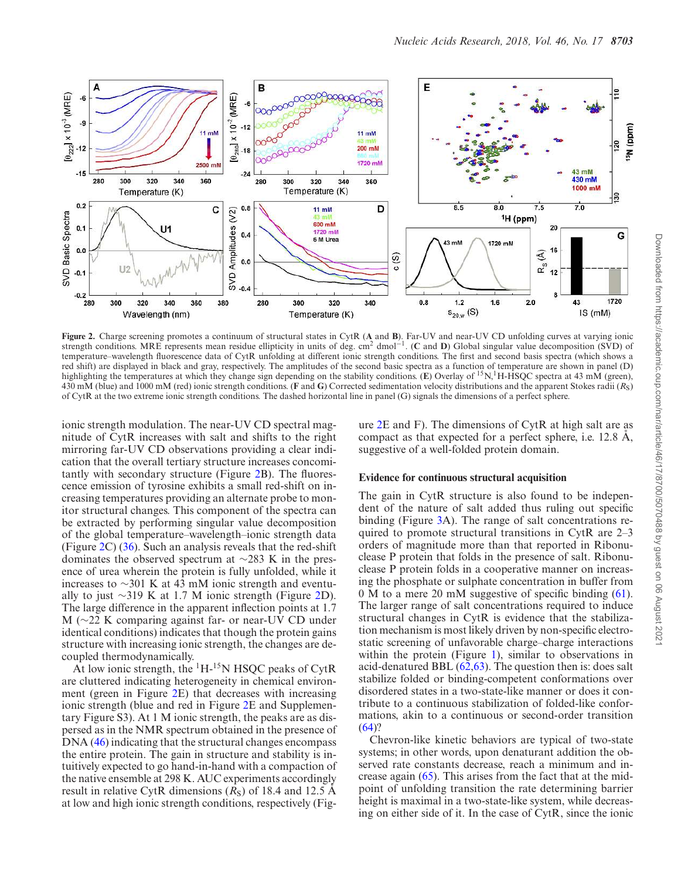**Figure 2.** Charge screening promotes a continuum of structural states in CytR (**A** and **B**). Far-UV and near-UV CD unfolding curves at varying ionic strength conditions. MRE represents mean residue ellipticity in units of deg. $cm^2$ $dmol^{-1}$. (**C** and **D**) Global singular value decomposition (SVD) of temperature–wavelength fluorescence data of CytR unfolding at different ionic strength conditions. The first and second basis spectra (which shows a red shift) are displayed in black and gray, respectively. The amplitudes of the second basic spectra as a function of temperature are shown in panel (D) highlighting the temperatures at which they change sign depending on the stability conditions. (**E**) Overlay of $^{15}N$,$^{1}H$-HSQC spectra at 43 mM (green), 430 mM (blue) and 1000 mM (red) ionic strength conditions. (**F** and **G**) Corrected sedimentation velocity distributions and the apparent Stokes radii ($R_S$) of CytR at the two extreme ionic strength conditions. The dashed horizontal line in panel (G) signals the dimensions of a perfect sphere.

ionic strength modulation. The near-UV CD spectral magnitude of CytR increases with salt and shifts to the right mirroring far-UV CD observations providing a clear indication that the overall tertiary structure increases concomitantly with secondary structure (Figure 2B). The fluorescence emission of tyrosine exhibits a small red-shift on increasing temperatures providing an alternate probe to monitor structural changes. This component of the spectra can be extracted by performing singular value decomposition of the global temperature–wavelength–ionic strength data (Figure 2C) (36). Such an analysis reveals that the red-shift dominates the observed spectrum at ~283 K in the presence of urea wherein the protein is fully unfolded, while it increases to ~301 K at 43 mM ionic strength and eventually to just ~319 K at 1.7 M ionic strength (Figure 2D). The large difference in the apparent inflection points at 1.7 M (~22 K comparing against far- or near-UV CD under identical conditions) indicates that though the protein gains structure with increasing ionic strength, the changes are decoupled thermodynamically.

At low ionic strength, the $^{1}H$-$^{15}N$ HSQC peaks of CytR are cluttered indicating heterogeneity in chemical environment (green in Figure 2E) that decreases with increasing ionic strength (blue and red in Figure 2E and Supplementary Figure S3). At 1 M ionic strength, the peaks are as dispersed as in the NMR spectrum obtained in the presence of DNA (46) indicating that the structural changes encompass the entire protein. The gain in structure and stability is intuitively expected to go hand-in-hand with a compaction of the native ensemble at 298 K. AUC experiments accordingly result in relative CytR dimensions ($R_S$) of 18.4 and 12.5 Å at low and high ionic strength conditions, respectively (Figure 2E and F). The dimensions of CytR at high salt are as compact as that expected for a perfect sphere, i.e. 12.8 Å, suggestive of a well-folded protein domain.

### Evidence for continuous structural acquisition

The gain in CytR structure is also found to be independent of the nature of salt added thus ruling out specific binding (Figure 3A). The range of salt concentrations required to promote structural transitions in CytR are 2–3 orders of magnitude more than that reported in Ribonuclease P protein that folds in the presence of salt. Ribonuclease P protein folds in a cooperative manner on increasing the phosphate or sulphate concentration in buffer from 0 M to a mere 20 mM suggestive of specific binding (61). The larger range of salt concentrations required to induce structural changes in CytR is evidence that the stabilization mechanism is most likely driven by non-specific electrostatic screening of unfavorable charge–charge interactions within the protein (Figure 1), similar to observations in acid-denatured BBL (62,63). The question then is: does salt stabilize folded or binding-competent conformations over disordered states in a two-state-like manner or does it contribute to a continuous stabilization of folded-like conformations, akin to a continuous or second-order transition (64)?

Chevron-like kinetic behaviors are typical of two-state systems; in other words, upon denaturant addition the observed rate constants decrease, reach a minimum and increase again (65). This arises from the fact that at the midpoint of unfolding transition the rate determining barrier height is maximal in a two-state-like system, while decreasing on either side of it. In the case of CytR, since the ionic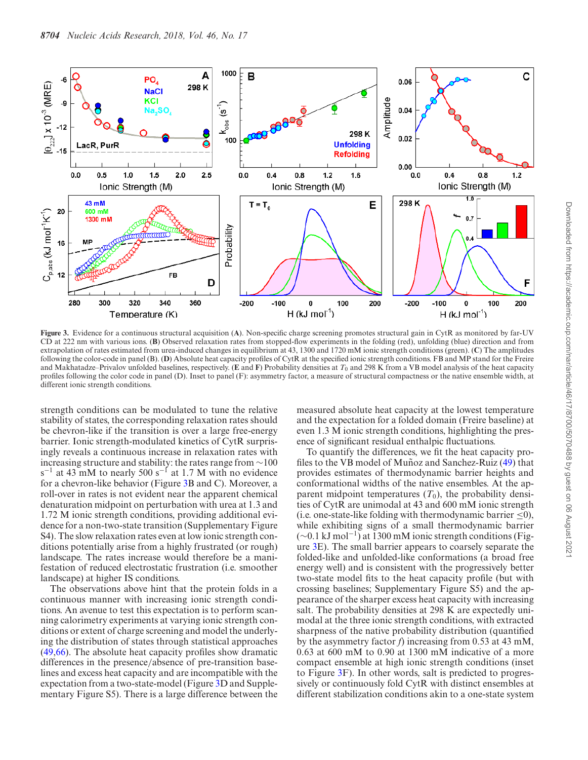**Figure 3.** Evidence for a continuous structural acquisition (**A**). Non-specific charge screening promotes structural gain in CytR as monitored by far-UV CD at 222 nm with various ions. (**B**) Observed relaxation rates from stopped-flow experiments in the folding (red), unfolding (blue) direction and from extrapolation of rates estimated from urea-induced changes in equilibrium at 43, 1300 and 1720 mM ionic strength conditions (green). (**C**) The amplitudes following the color-code in panel (B). (**D**) Absolute heat capacity profiles of CytR at the specified ionic strength conditions. FB and MP stand for the Freire and Makhatadze–Privalov unfolded baselines, respectively. (**E** and **F**) Probability densities at $T_0$ and 298 K from a VB model analysis of the heat capacity profiles following the color code in panel (D). Inset to panel (F): asymmetry factor, a measure of structural compactness or the native ensemble width, at different ionic strength conditions.

strength conditions can be modulated to tune the relative stability of states, the corresponding relaxation rates should be chevron-like if the transition is over a large free-energy barrier. Ionic strength-modulated kinetics of CytR surprisingly reveals a continuous increase in relaxation rates with increasing structure and stability: the rates range from ~100 $s^{-1}$ at 43 mM to nearly 500 $s^{-1}$ at 1.7 M with no evidence for a chevron-like behavior (Figure 3B and C). Moreover, a roll-over in rates is not evident near the apparent chemical denaturation midpoint on perturbation with urea at 1.3 and 1.72 M ionic strength conditions, providing additional evidence for a non-two-state transition (Supplementary Figure S4). The slow relaxation rates even at low ionic strength conditions potentially arise from a highly frustrated (or rough) landscape. The rates increase would therefore be a manifestation of reduced electrostatic frustration (i.e. smoother landscape) at higher IS conditions.

The observations above hint that the protein folds in a continuous manner with increasing ionic strength conditions. An avenue to test this expectation is to perform scanning calorimetry experiments at varying ionic strength conditions or extent of charge screening and model the underlying the distribution of states through statistical approaches (49,66). The absolute heat capacity profiles show dramatic differences in the presence/absence of pre-transition baselines and excess heat capacity and are incompatible with the expectation from a two-state-model (Figure 3D and Supplementary Figure S5). There is a large difference between the measured absolute heat capacity at the lowest temperature and the expectation for a folded domain (Freire baseline) at even 1.3 M ionic strength conditions, highlighting the presence of significant residual enthalpic fluctuations.

To quantify the differences, we fit the heat capacity profiles to the VB model of Muñoz and Sanchez-Ruiz (49) that provides estimates of thermodynamic barrier heights and conformational widths of the native ensembles. At the apparent midpoint temperatures ($T_0$), the probability densities of CytR are unimodal at 43 and 600 mM ionic strength (i.e. one-state-like folding with thermodynamic barrier ≤0), while exhibiting signs of a small thermodynamic barrier (~0.1 kJ $mol^{-1}$) at 1300 mM ionic strength conditions (Figure 3E). The small barrier appears to coarsely separate the folded-like and unfolded-like conformations (a broad free energy well) and is consistent with the progressively better two-state model fits to the heat capacity profile (but with crossing baselines; Supplementary Figure S5) and the appearance of the sharper excess heat capacity with increasing salt. The probability densities at 298 K are expectedly unimodal at the three ionic strength conditions, with extracted sharpness of the native probability distribution (quantified by the asymmetry factor $f$) increasing from 0.53 at 43 mM, 0.63 at 600 mM to 0.90 at 1300 mM indicative of a more compact ensemble at high ionic strength conditions (inset to Figure 3F). In other words, salt is predicted to progressively or continuously fold CytR with distinct ensembles at different stabilization conditions akin to a one-state system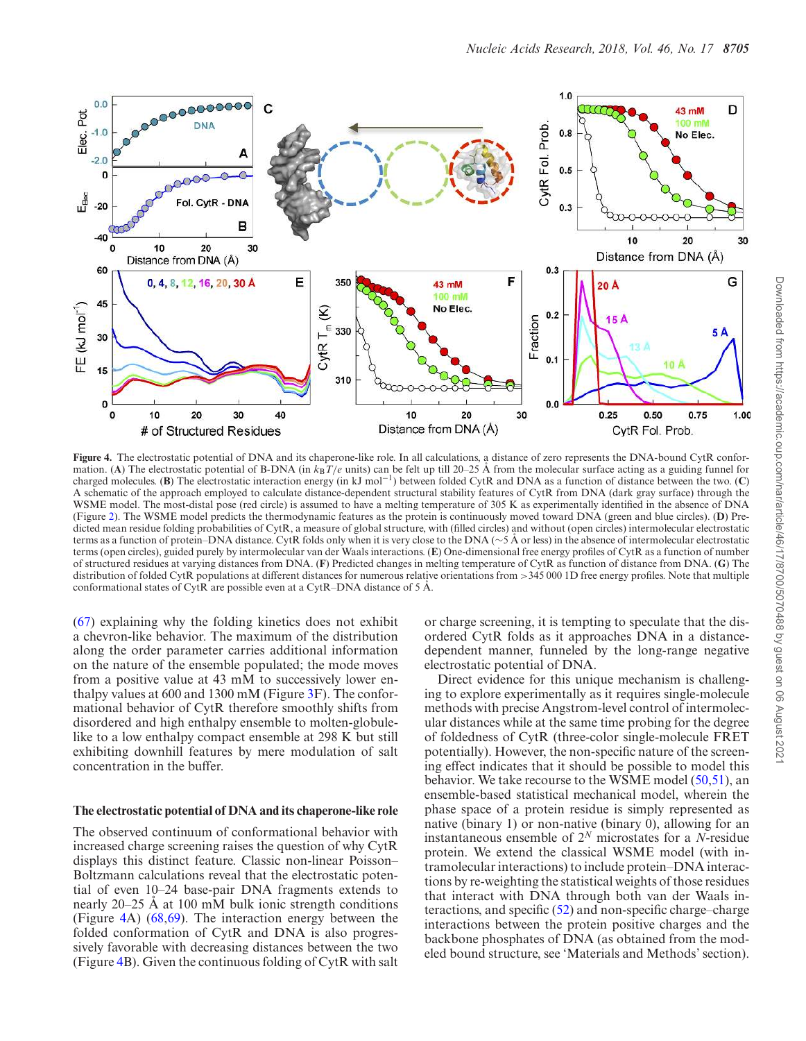**Figure 4.** The electrostatic potential of DNA and its chaperone-like role. In all calculations, a distance of zero represents the DNA-bound CytR conformation. (**A**) The electrostatic potential of B-DNA (in $k_BT/e$ units) can be felt up till 20–25 Å from the molecular surface acting as a guiding funnel for charged molecules. (**B**) The electrostatic interaction energy (in kJ mol$^{-1}$) between folded CytR and DNA as a function of distance between the two. (**C**) A schematic of the approach employed to calculate distance-dependent structural stability features of CytR from DNA (dark gray surface) through the WSME model. The most-distal pose (red circle) is assumed to have a melting temperature of 305 K as experimentally identified in the absence of DNA (Figure 2). The WSME model predicts the thermodynamic features as the protein is continuously moved toward DNA (green and blue circles). (**D**) Predicted mean residue folding probabilities of CytR, a measure of global structure, with (filled circles) and without (open circles) intermolecular electrostatic terms as a function of protein–DNA distance. CytR folds only when it is very close to the DNA (∼5 Å or less) in the absence of intermolecular electrostatic terms (open circles), guided purely by intermolecular van der Waals interactions. (**E**) One-dimensional free energy profiles of CytR as a function of number of structured residues at varying distances from DNA. (**F**) Predicted changes in melting temperature of CytR as function of distance from DNA. (**G**) The distribution of folded CytR populations at different distances for numerous relative orientations from >345 000 1D free energy profiles. Note that multiple conformational states of CytR are possible even at a CytR–DNA distance of 5 Å.

(67) explaining why the folding kinetics does not exhibit a chevron-like behavior. The maximum of the distribution along the order parameter carries additional information on the nature of the ensemble populated; the mode moves from a positive value at 43 mM to successively lower enthalpy values at 600 and 1300 mM (Figure 3F). The conformational behavior of CytR therefore smoothly shifts from disordered and high enthalpy ensemble to molten-globule-like to a low enthalpy compact ensemble at 298 K but still exhibiting downhill features by mere modulation of salt concentration in the buffer.

## The electrostatic potential of DNA and its chaperone-like role

The observed continuum of conformational behavior with increased charge screening raises the question of why CytR displays this distinct feature. Classic non-linear Poisson–Boltzmann calculations reveal that the electrostatic potential of even 10–24 base-pair DNA fragments extends to nearly 20–25 Å at 100 mM bulk ionic strength conditions (Figure 4A) (68,69). The interaction energy between the folded conformation of CytR and DNA is also progressively favorable with decreasing distances between the two (Figure 4B). Given the continuous folding of CytR with salt or charge screening, it is tempting to speculate that the disordered CytR folds as it approaches DNA in a distance-dependent manner, funneled by the long-range negative electrostatic potential of DNA.

Direct evidence for this unique mechanism is challenging to explore experimentally as it requires single-molecule methods with precise Angstrom-level control of intermolecular distances while at the same time probing for the degree of foldedness of CytR (three-color single-molecule FRET potentially). However, the non-specific nature of the screening effect indicates that it should be possible to model this behavior. We take recourse to the WSME model (50,51), an ensemble-based statistical mechanical model, wherein the phase space of a protein residue is simply represented as native (binary 1) or non-native (binary 0), allowing for an instantaneous ensemble of $2^N$ microstates for a $N$-residue protein. We extend the classical WSME model (with intramolecular interactions) to include protein–DNA interactions by re-weighting the statistical weights of those residues that interact with DNA through both van der Waals interactions, and specific (52) and non-specific charge–charge interactions between the protein positive charges and the backbone phosphates of DNA (as obtained from the modeled bound structure, see 'Materials and Methods' section).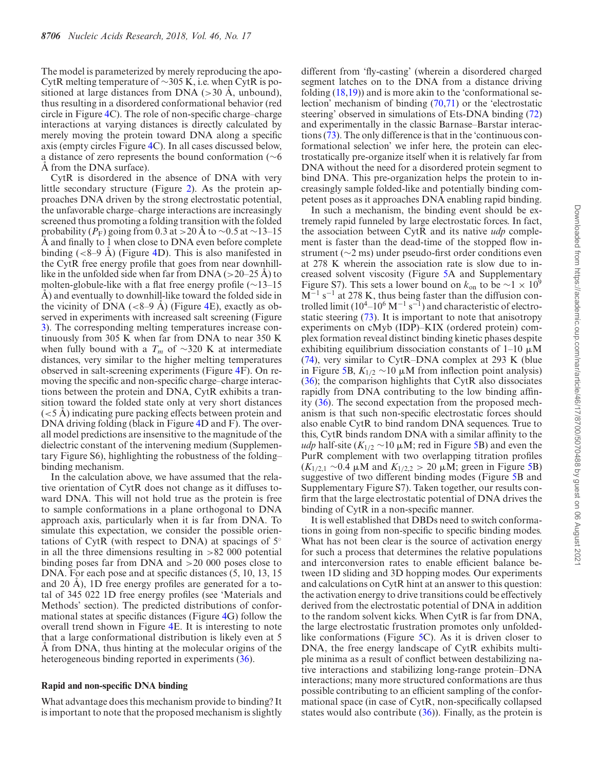The model is parameterized by merely reproducing the apo-CytR melting temperature of ∼305 K, i.e. when CytR is positioned at large distances from DNA (>30 Å, unbound), thus resulting in a disordered conformational behavior (red circle in Figure 4C). The role of non-specific charge–charge interactions at varying distances is directly calculated by merely moving the protein toward DNA along a specific axis (empty circles Figure 4C). In all cases discussed below, a distance of zero represents the bound conformation (∼6 Å from the DNA surface).

CytR is disordered in the absence of DNA with very little secondary structure (Figure 2). As the protein approaches DNA driven by the strong electrostatic potential, the unfavorable charge–charge interactions are increasingly screened thus promoting a folding transition with the folded probability ($P_F$) going from 0.3 at >20 Å to ∼0.5 at ∼13–15 Å and finally to 1 when close to DNA even before complete binding (<8–9 Å) (Figure 4D). This is also manifested in the CytR free energy profile that goes from near downhill-like in the unfolded side when far from DNA (>20–25 Å) to molten-globule-like with a flat free energy profile (∼13–15 Å) and eventually to downhill-like toward the folded side in the vicinity of DNA (<8–9 Å) (Figure 4E), exactly as observed in experiments with increased salt screening (Figure 3). The corresponding melting temperatures increase continuously from 305 K when far from DNA to near 350 K when fully bound with a $T_m$ of ∼320 K at intermediate distances, very similar to the higher melting temperatures observed in salt-screening experiments (Figure 4F). On removing the specific and non-specific charge–charge interactions between the protein and DNA, CytR exhibits a transition toward the folded state only at very short distances (<5 Å) indicating pure packing effects between protein and DNA driving folding (black in Figure 4D and F). The overall model predictions are insensitive to the magnitude of the dielectric constant of the intervening medium (Supplementary Figure S6), highlighting the robustness of the folding–binding mechanism.

In the calculation above, we have assumed that the relative orientation of CytR does not change as it diffuses toward DNA. This will not hold true as the protein is free to sample conformations in a plane orthogonal to DNA approach axis, particularly when it is far from DNA. To simulate this expectation, we consider the possible orientations of CytR (with respect to DNA) at spacings of 5° in all the three dimensions resulting in >82 000 potential binding poses far from DNA and >20 000 poses close to DNA. For each pose and at specific distances (5, 10, 13, 15 and 20 Å), 1D free energy profiles are generated for a total of 345 022 1D free energy profiles (see 'Materials and Methods' section). The predicted distributions of conformational states at specific distances (Figure 4G) follow the overall trend shown in Figure 4E. It is interesting to note that a large conformational distribution is likely even at 5 Å from DNA, thus hinting at the molecular origins of the heterogeneous binding reported in experiments (36).

### Rapid and non-specific DNA binding

What advantage does this mechanism provide to binding? It is important to note that the proposed mechanism is slightly different from 'fly-casting' (wherein a disordered charged segment latches on to the DNA from a distance driving folding (18,19)) and is more akin to the 'conformational selection' mechanism of binding (70,71) or the 'electrostatic steering' observed in simulations of Ets-DNA binding (72) and experimentally in the classic Barnase–Barstar interactions (73). The only difference is that in the 'continuous conformational selection' we infer here, the protein can electrostatically pre-organize itself when it is relatively far from DNA without the need for a disordered protein segment to bind DNA. This pre-organization helps the protein to increasingly sample folded-like and potentially binding competent poses as it approaches DNA enabling rapid binding.

In such a mechanism, the binding event should be extremely rapid funneled by large electrostatic forces. In fact, the association between CytR and its native *udp* complement is faster than the dead-time of the stopped flow instrument (∼2 ms) under pseudo-first order conditions even at 278 K wherein the association rate is slow due to increased solvent viscosity (Figure 5A and Supplementary Figure S7). This sets a lower bound on $k_{on}$ to be $\sim 1 \times 10^9$ $M^{-1}$ $s^{-1}$ at 278 K, thus being faster than the diffusion controlled limit ($10^4$–$10^6$ $M^{-1}$ $s^{-1}$) and characteristic of electrostatic steering (73). It is important to note that anisotropy experiments on cMyb (IDP)–KIX (ordered protein) complex formation reveal distinct binding kinetic phases despite exhibiting equilibrium dissociation constants of 1–10 μM (74), very similar to CytR–DNA complex at 293 K (blue in Figure 5B, $K_{1/2}$ ∼10 μM from inflection point analysis) (36); the comparison highlights that CytR also dissociates rapidly from DNA contributing to the low binding affinity (36). The second expectation from the proposed mechanism is that such non-specific electrostatic forces should also enable CytR to bind random DNA sequences. True to this, CytR binds random DNA with a similar affinity to the *udp* half-site ($K_{1/2}$ ∼10 μM; red in Figure 5B) and even the PurR complement with two overlapping titration profiles ($K_{1/2,1}$ ∼0.4 μM and $K_{1/2,2}$ > 20 μM; green in Figure 5B) suggestive of two different binding modes (Figure 5B and Supplementary Figure S7). Taken together, our results confirm that the large electrostatic potential of DNA drives the binding of CytR in a non-specific manner.

It is well established that DBDs need to switch conformations in going from non-specific to specific binding modes. What has not been clear is the source of activation energy for such a process that determines the relative populations and interconversion rates to enable efficient balance between 1D sliding and 3D hopping modes. Our experiments and calculations on CytR hint at an answer to this question: the activation energy to drive transitions could be effectively derived from the electrostatic potential of DNA in addition to the random solvent kicks. When CytR is far from DNA, the large electrostatic frustration promotes only unfolded-like conformations (Figure 5C). As it is driven closer to DNA, the free energy landscape of CytR exhibits multiple minima as a result of conflict between destabilizing native interactions and stabilizing long-range protein–DNA interactions; many more structured conformations are thus possible contributing to an efficient sampling of the conformational space (in case of CytR, non-specifically collapsed states would also contribute (36)). Finally, as the protein is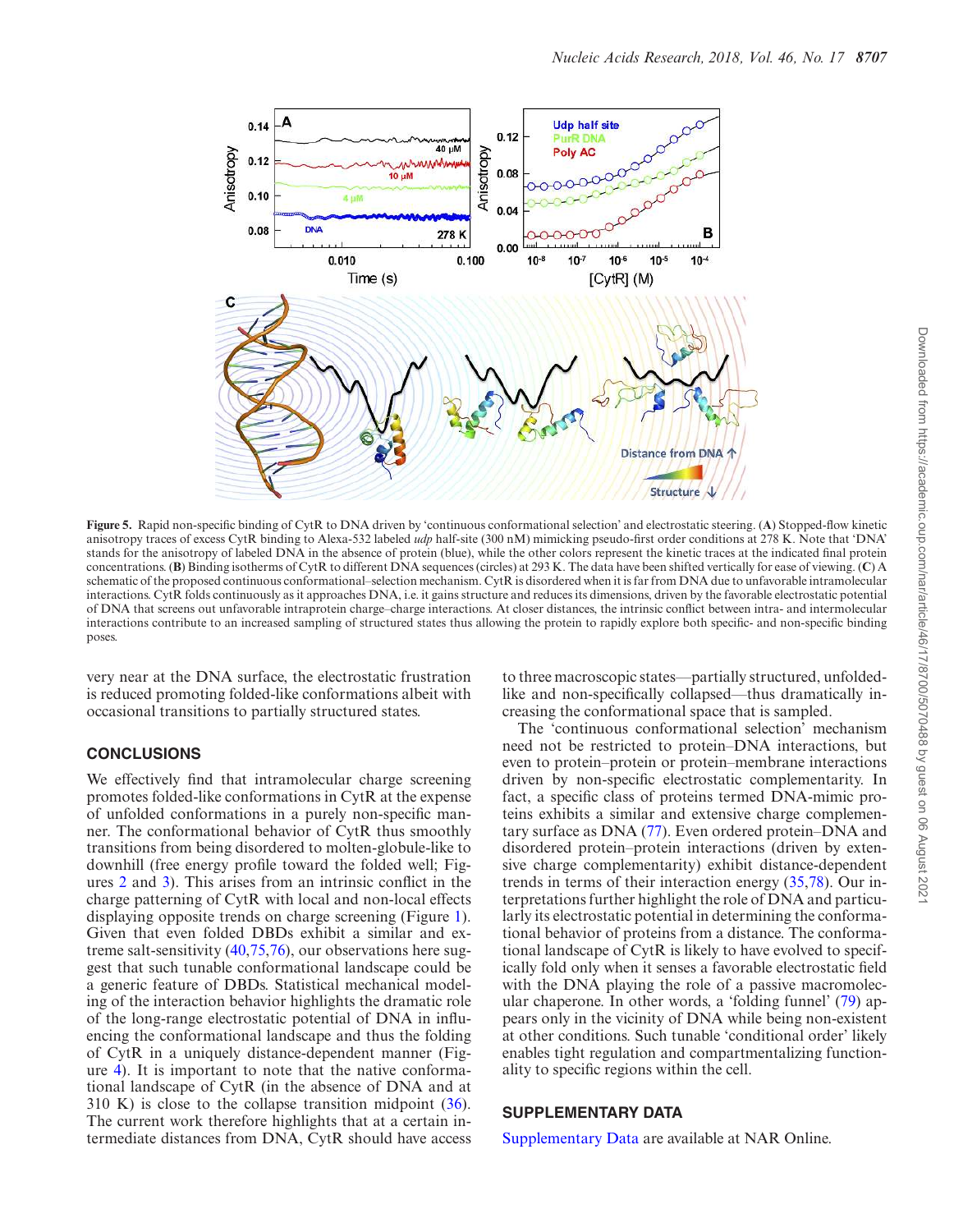**Figure 5.** Rapid non-specific binding of CytR to DNA driven by 'continuous conformational selection' and electrostatic steering. (**A**) Stopped-flow kinetic anisotropy traces of excess CytR binding to Alexa-532 labeled *udp* half-site (300 nM) mimicking pseudo-first order conditions at 278 K. Note that 'DNA' stands for the anisotropy of labeled DNA in the absence of protein (blue), while the other colors represent the kinetic traces at the indicated final protein concentrations. (**B**) Binding isotherms of CytR to different DNA sequences (circles) at 293 K. The data have been shifted vertically for ease of viewing. (**C**) A schematic of the proposed continuous conformational–selection mechanism. CytR is disordered when it is far from DNA due to unfavorable intramolecular interactions. CytR folds continuously as it approaches DNA, i.e. it gains structure and reduces its dimensions, driven by the favorable electrostatic potential of DNA that screens out unfavorable intraprotein charge–charge interactions. At closer distances, the intrinsic conflict between intra- and intermolecular interactions contribute to an increased sampling of structured states thus allowing the protein to rapidly explore both specific- and non-specific binding poses.

very near at the DNA surface, the electrostatic frustration is reduced promoting folded-like conformations albeit with occasional transitions to partially structured states.

## CONCLUSIONS

We effectively find that intramolecular charge screening promotes folded-like conformations in CytR at the expense of unfolded conformations in a purely non-specific manner. The conformational behavior of CytR thus smoothly transitions from being disordered to molten-globule-like to downhill (free energy profile toward the folded well; Figures 2 and 3). This arises from an intrinsic conflict in the charge patterning of CytR with local and non-local effects displaying opposite trends on charge screening (Figure 1). Given that even folded DBDs exhibit a similar and extreme salt-sensitivity (40,75,76), our observations here suggest that such tunable conformational landscape could be a generic feature of DBDs. Statistical mechanical modeling of the interaction behavior highlights the dramatic role of the long-range electrostatic potential of DNA in influencing the conformational landscape and thus the folding of CytR in a uniquely distance-dependent manner (Figure 4). It is important to note that the native conformational landscape of CytR (in the absence of DNA and at 310 K) is close to the collapse transition midpoint (36). The current work therefore highlights that at a certain intermediate distances from DNA, CytR should have access to three macroscopic states—partially structured, unfolded-like and non-specifically collapsed—thus dramatically increasing the conformational space that is sampled.

The 'continuous conformational selection' mechanism need not be restricted to protein–DNA interactions, but even to protein–protein or protein–membrane interactions driven by non-specific electrostatic complementarity. In fact, a specific class of proteins termed DNA-mimic proteins exhibits a similar and extensive charge complementary surface as DNA (77). Even ordered protein–DNA and disordered protein–protein interactions (driven by extensive charge complementarity) exhibit distance-dependent trends in terms of their interaction energy (35,78). Our interpretations further highlight the role of DNA and particularly its electrostatic potential in determining the conformational behavior of proteins from a distance. The conformational landscape of CytR is likely to have evolved to specifically fold only when it senses a favorable electrostatic field with the DNA playing the role of a passive macromolecular chaperone. In other words, a 'folding funnel' (79) appears only in the vicinity of DNA while being non-existent at other conditions. Such tunable 'conditional order' likely enables tight regulation and compartmentalizing functionality to specific regions within the cell.

## SUPPLEMENTARY DATA

Supplementary Data are available at NAR Online.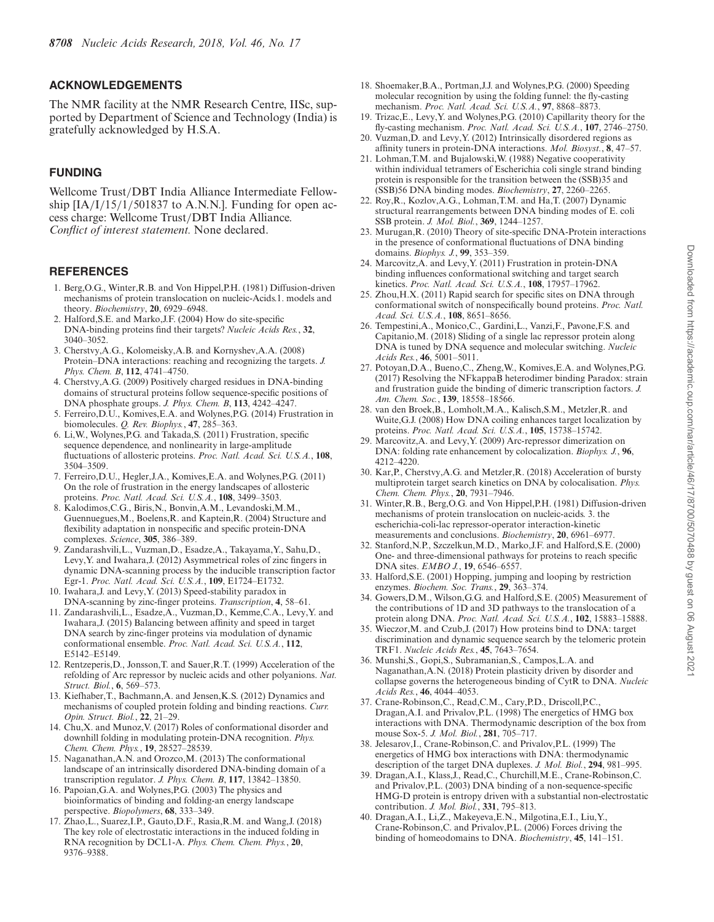## ACKNOWLEDGEMENTS

The NMR facility at the NMR Research Centre, IISc, supported by Department of Science and Technology (India) is gratefully acknowledged by H.S.A.

## FUNDING

Wellcome Trust/DBT India Alliance Intermediate Fellowship [IA/I/15/1/501837 to A.N.N.]. Funding for open access charge: Wellcome Trust/DBT India Alliance.
*Conflict of interest statement.* None declared.

## REFERENCES

1. Berg,O.G., Winter,R.B. and Von Hippel,P.H. (1981) Diffusion-driven mechanisms of protein translocation on nucleic-Acids.1. models and theory. *Biochemistry*, **20**, 6929–6948.
2. Halford,S.E. and Marko,J.F. (2004) How do site-specific DNA-binding proteins find their targets? *Nucleic Acids Res.*, **32**, 3040–3052.
3. Cherstvy,A.G., Kolomeisky,A.B. and Kornyshev,A.A. (2008) Protein–DNA interactions: reaching and recognizing the targets. *J. Phys. Chem. B*, **112**, 4741–4750.
4. Cherstvy,A.G. (2009) Positively charged residues in DNA-binding domains of structural proteins follow sequence-specific positions of DNA phosphate groups. *J. Phys. Chem. B*, **113**, 4242–4247.
5. Ferreiro,D.U., Komives,E.A. and Wolynes,P.G. (2014) Frustration in biomolecules. *Q. Rev. Biophys.*, **47**, 285–363.
6. Li,W., Wolynes,P.G. and Takada,S. (2011) Frustration, specific sequence dependence, and nonlinearity in large-amplitude fluctuations of allosteric proteins. *Proc. Natl. Acad. Sci. U.S.A.*, **108**, 3504–3509.
7. Ferreiro,D.U., Hegler,J.A., Komives,E.A. and Wolynes,P.G. (2011) On the role of frustration in the energy landscapes of allosteric proteins. *Proc. Natl. Acad. Sci. U.S.A.*, **108**, 3499–3503.
8. Kalodimos,C.G., Biris,N., Bonvin,A.M., Levandoski,M.M., Guennuegues,M., Boelens,R. and Kaptein,R. (2004) Structure and flexibility adaptation in nonspecific and specific protein-DNA complexes. *Science*, **305**, 386–389.
9. Zandarashvili,L., Vuzman,D., Esadze,A., Takayama,Y., Sahu,D., Levy,Y. and Iwahara,J. (2012) Asymmetrical roles of zinc fingers in dynamic DNA-scanning process by the inducible transcription factor Egr-1. *Proc. Natl. Acad. Sci. U.S.A.*, **109**, E1724–E1732.
10. Iwahara,J. and Levy,Y. (2013) Speed-stability paradox in DNA-scanning by zinc-finger proteins. *Transcription*, **4**, 58–61.
11. Zandarashvili,L., Esadze,A., Vuzman,D., Kemme,C.A., Levy,Y. and Iwahara,J. (2015) Balancing between affinity and speed in target DNA search by zinc-finger proteins via modulation of dynamic conformational ensemble. *Proc. Natl. Acad. Sci. U.S.A.*, **112**, E5142–E5149.
12. Rentzeperis,D., Jonsson,T. and Sauer,R.T. (1999) Acceleration of the refolding of Arc repressor by nucleic acids and other polyanions. *Nat. Struct. Biol.*, **6**, 569–573.
13. Kiefhaber,T., Bachmann,A. and Jensen,K.S. (2012) Dynamics and mechanisms of coupled protein folding and binding reactions. *Curr. Opin. Struct. Biol.*, **22**, 21–29.
14. Chu,X. and Munoz,V. (2017) Roles of conformational disorder and downhill folding in modulating protein-DNA recognition. *Phys. Chem. Chem. Phys.*, **19**, 28527–28539.
15. Naganathan,A.N. and Orozco,M. (2013) The conformational landscape of an intrinsically disordered DNA-binding domain of a transcription regulator. *J. Phys. Chem. B*, **117**, 13842–13850.
16. Papoian,G.A. and Wolynes,P.G. (2003) The physics and bioinformatics of binding and folding-an energy landscape perspective. *Biopolymers*, **68**, 333–349.
17. Zhao,L., Suarez,I.P., Gauto,D.F., Rasia,R.M. and Wang,J. (2018) The key role of electrostatic interactions in the induced folding in RNA recognition by DCL1-A. *Phys. Chem. Chem. Phys.*, **20**, 9376–9388.
18. Shoemaker,B.A., Portman,J.J. and Wolynes,P.G. (2000) Speeding molecular recognition by using the folding funnel: the fly-casting mechanism. *Proc. Natl. Acad. Sci. U.S.A.*, **97**, 8868–8873.
19. Trizac,E., Levy,Y. and Wolynes,P.G. (2010) Capillarity theory for the fly-casting mechanism. *Proc. Natl. Acad. Sci. U.S.A.*, **107**, 2746–2750.
20. Vuzman,D. and Levy,Y. (2012) Intrinsically disordered regions as affinity tuners in protein-DNA interactions. *Mol. Biosyst.*, **8**, 47–57.
21. Lohman,T.M. and Bujalowski,W. (1988) Negative cooperativity within individual tetramers of Escherichia coli single strand binding protein is responsible for the transition between the (SSB)35 and (SSB)56 DNA binding modes. *Biochemistry*, **27**, 2260–2265.
22. Roy,R., Kozlov,A.G., Lohman,T.M. and Ha,T. (2007) Dynamic structural rearrangements between DNA binding modes of E. coli SSB protein. *J. Mol. Biol.*, **369**, 1244–1257.
23. Murugan,R. (2010) Theory of site-specific DNA-Protein interactions in the presence of conformational fluctuations of DNA binding domains. *Biophys. J.*, **99**, 353–359.
24. Marcovitz,A. and Levy,Y. (2011) Frustration in protein-DNA binding influences conformational switching and target search kinetics. *Proc. Natl. Acad. Sci. U.S.A.*, **108**, 17957–17962.
25. Zhou,H.X. (2011) Rapid search for specific sites on DNA through conformational switch of nonspecifically bound proteins. *Proc. Natl. Acad. Sci. U.S.A.*, **108**, 8651–8656.
26. Tempestini,A., Monico,C., Gardini,L., Vanzi,F., Pavone,F.S. and Capitanio,M. (2018) Sliding of a single lac repressor protein along DNA is tuned by DNA sequence and molecular switching. *Nucleic Acids Res.*, **46**, 5001–5011.
27. Potoyan,D.A., Bueno,C., Zheng,W., Komives,E.A. and Wolynes,P.G. (2017) Resolving the NFkappaB heterodimer binding Paradox: strain and frustration guide the binding of dimeric transcription factors. *J. Am. Chem. Soc.*, **139**, 18558–18566.
28. van den Broek,B., Lomholt,M.A., Kalisch,S.M., Metzler,R. and Wuite,G.J. (2008) How DNA coiling enhances target localization by proteins. *Proc. Natl. Acad. Sci. U.S.A.*, **105**, 15738–15742.
29. Marcovitz,A. and Levy,Y. (2009) Arc-repressor dimerization on DNA: folding rate enhancement by colocalization. *Biophys. J.*, **96**, 4212–4220.
30. Kar,P., Cherstvy,A.G. and Metzler,R. (2018) Acceleration of bursty multiprotein target search kinetics on DNA by colocalisation. *Phys. Chem. Chem. Phys.*, **20**, 7931–7946.
31. Winter,R.B., Berg,O.G. and Von Hippel,P.H. (1981) Diffusion-driven mechanisms of protein translocation on nucleic-acids. 3. the escherichia-coli-lac repressor-operator interaction-kinetic measurements and conclusions. *Biochemistry*, **20**, 6961–6977.
32. Stanford,N.P., Szczelkun,M.D., Marko,J.F. and Halford,S.E. (2000) One- and three-dimensional pathways for proteins to reach specific DNA sites. *EMBO J.*, **19**, 6546–6557.
33. Halford,S.E. (2001) Hopping, jumping and looping by restriction enzymes. *Biochem. Soc. Trans.*, **29**, 363–374.
34. Gowers,D.M., Wilson,G.G. and Halford,S.E. (2005) Measurement of the contributions of 1D and 3D pathways to the translocation of a protein along DNA. *Proc. Natl. Acad. Sci. U.S.A.*, **102**, 15883–15888.
35. Wieczor,M. and Czub,J. (2017) How proteins bind to DNA: target discrimination and dynamic sequence search by the telomeric protein TRF1. *Nucleic Acids Res.*, **45**, 7643–7654.
36. Munshi,S., Gopi,S., Subramanian,S., Campos,L.A. and Naganathan,A.N. (2018) Protein plasticity driven by disorder and collapse governs the heterogeneous binding of CytR to DNA. *Nucleic Acids Res.*, **46**, 4044–4053.
37. Crane-Robinson,C., Read,C.M., Cary,P.D., Driscoll,P.C., Dragan,A.I. and Privalov,P.L. (1998) The energetics of HMG box interactions with DNA. Thermodynamic description of the box from mouse Sox-5. *J. Mol. Biol.*, **281**, 705–717.
38. Jelesarov,I., Crane-Robinson,C. and Privalov,P.L. (1999) The energetics of HMG box interactions with DNA: thermodynamic description of the target DNA duplexes. *J. Mol. Biol.*, **294**, 981–995.
39. Dragan,A.I., Klass,J., Read,C., Churchill,M.E., Crane-Robinson,C. and Privalov,P.L. (2003) DNA binding of a non-sequence-specific HMG-D protein is entropy driven with a substantial non-electrostatic contribution. *J. Mol. Biol.*, **331**, 795–813.
40. Dragan,A.I., Li,Z., Makeyeva,E.N., Milgotina,E.I., Liu,Y., Crane-Robinson,C. and Privalov,P.L. (2006) Forces driving the binding of homeodomains to DNA. *Biochemistry*, **45**, 141–151.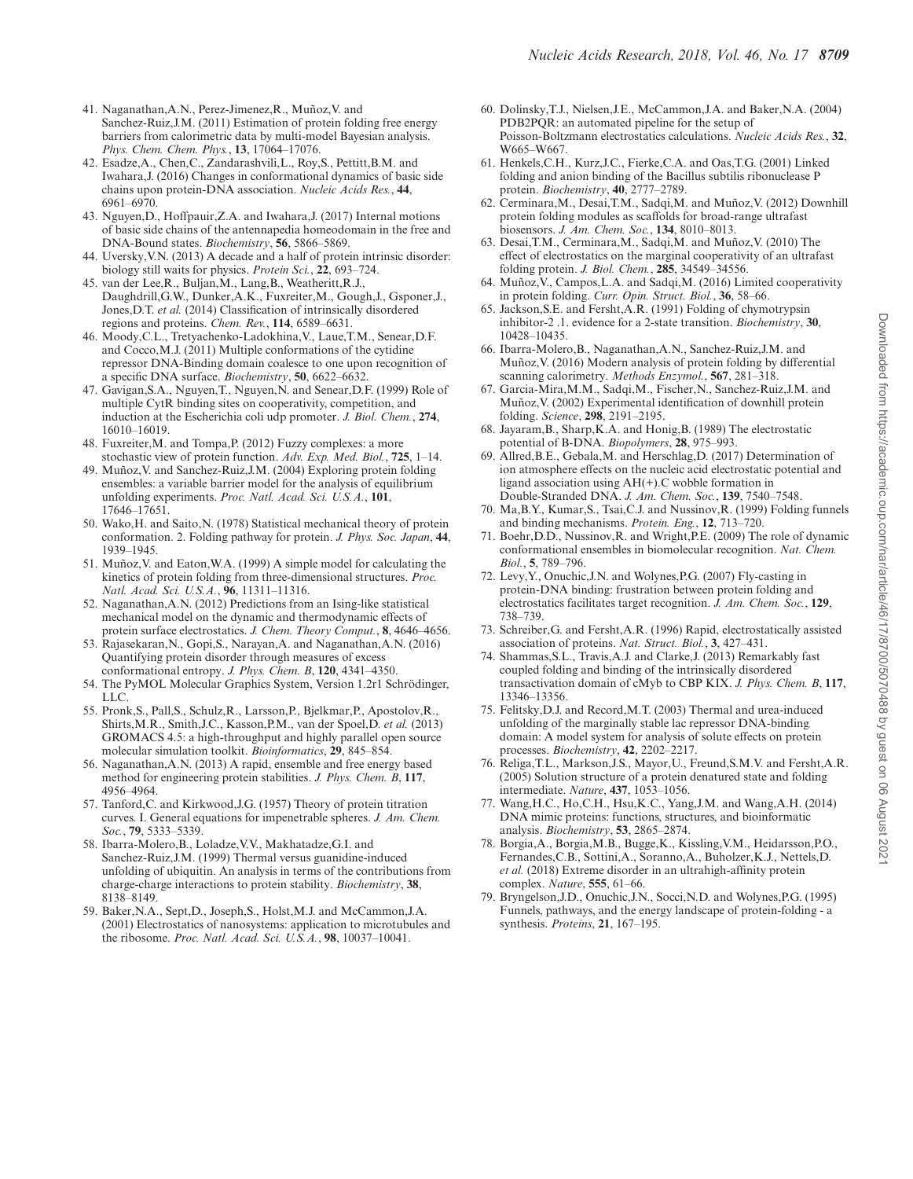41. Naganathan,A.N., Perez-Jimenez,R., Muñoz,V. and Sanchez-Ruiz,J.M. (2011) Estimation of protein folding free energy barriers from calorimetric data by multi-model Bayesian analysis. *Phys. Chem. Chem. Phys.*, **13**, 17064–17076.
42. Esadze,A., Chen,C., Zandarashvili,L., Roy,S., Pettitt,B.M. and Iwahara,J. (2016) Changes in conformational dynamics of basic side chains upon protein-DNA association. *Nucleic Acids Res.*, **44**, 6961–6970.
43. Nguyen,D., Hoffpauir,Z.A. and Iwahara,J. (2017) Internal motions of basic side chains of the antennapedia homeodomain in the free and DNA-Bound states. *Biochemistry*, **56**, 5866–5869.
44. Uversky,V.N. (2013) A decade and a half of protein intrinsic disorder: biology still waits for physics. *Protein Sci.*, **22**, 693–724.
45. van der Lee,R., Buljan,M., Lang,B., Weatheritt,R.J., Daughdrill,G.W., Dunker,A.K., Fuxreiter,M., Gough,J., Gsponer,J., Jones,D.T. *et al.* (2014) Classification of intrinsically disordered regions and proteins. *Chem. Rev.*, **114**, 6589–6631.
46. Moody,C.L., Tretyachenko-Ladokhina,V., Laue,T.M., Senear,D.F. and Cocco,M.J. (2011) Multiple conformations of the cytidine repressor DNA-Binding domain coalesce to one upon recognition of a specific DNA surface. *Biochemistry*, **50**, 6622–6632.
47. Gavigan,S.A., Nguyen,T., Nguyen,N. and Senear,D.F. (1999) Role of multiple CytR binding sites on cooperativity, competition, and induction at the Escherichia coli udp promoter. *J. Biol. Chem.*, **274**, 16010–16019.
48. Fuxreiter,M. and Tompa,P. (2012) Fuzzy complexes: a more stochastic view of protein function. *Adv. Exp. Med. Biol.*, **725**, 1–14.
49. Muñoz,V. and Sanchez-Ruiz,J.M. (2004) Exploring protein folding ensembles: a variable barrier model for the analysis of equilibrium unfolding experiments. *Proc. Natl. Acad. Sci. U.S.A.*, **101**, 17646–17651.
50. Wako,H. and Saito,N. (1978) Statistical mechanical theory of protein conformation. 2. Folding pathway for protein. *J. Phys. Soc. Japan*, **44**, 1939–1945.
51. Muñoz,V. and Eaton,W.A. (1999) A simple model for calculating the kinetics of protein folding from three-dimensional structures. *Proc. Natl. Acad. Sci. U.S.A.*, **96**, 11311–11316.
52. Naganathan,A.N. (2012) Predictions from an Ising-like statistical mechanical model on the dynamic and thermodynamic effects of protein surface electrostatics. *J. Chem. Theory Comput.*, **8**, 4646–4656.
53. Rajasekaran,N., Gopi,S., Narayan,A. and Naganathan,A.N. (2016) Quantifying protein disorder through measures of excess conformational entropy. *J. Phys. Chem. B*, **120**, 4341–4350.
54. The PyMOL Molecular Graphics System, Version 1.2r1 Schrödinger, LLC.
55. Pronk,S., Pall,S., Schulz,R., Larsson,P., Bjelkmar,P., Apostolov,R., Shirts,M.R., Smith,J.C., Kasson,P.M., van der Spoel,D. *et al.* (2013) GROMACS 4.5: a high-throughput and highly parallel open source molecular simulation toolkit. *Bioinformatics*, **29**, 845–854.
56. Naganathan,A.N. (2013) A rapid, ensemble and free energy based method for engineering protein stabilities. *J. Phys. Chem. B*, **117**, 4956–4964.
57. Tanford,C. and Kirkwood,J.G. (1957) Theory of protein titration curves. I. General equations for impenetrable spheres. *J. Am. Chem. Soc.*, **79**, 5333–5339.
58. Ibarra-Molero,B., Loladze,V.V., Makhatadze,G.I. and Sanchez-Ruiz,J.M. (1999) Thermal versus guanidine-induced unfolding of ubiquitin. An analysis in terms of the contributions from charge-charge interactions to protein stability. *Biochemistry*, **38**, 8138–8149.
59. Baker,N.A., Sept,D., Joseph,S., Holst,M.J. and McCammon,J.A. (2001) Electrostatics of nanosystems: application to microtubules and the ribosome. *Proc. Natl. Acad. Sci. U.S.A.*, **98**, 10037–10041.
60. Dolinsky,T.J., Nielsen,J.E., McCammon,J.A. and Baker,N.A. (2004) PDB2PQR: an automated pipeline for the setup of Poisson-Boltzmann electrostatics calculations. *Nucleic Acids Res.*, **32**, W665–W667.
61. Henkels,C.H., Kurz,J.C., Fierke,C.A. and Oas,T.G. (2001) Linked folding and anion binding of the Bacillus subtilis ribonuclease P protein. *Biochemistry*, **40**, 2777–2789.
62. Cerminara,M., Desai,T.M., Sadqi,M. and Muñoz,V. (2012) Downhill protein folding modules as scaffolds for broad-range ultrafast biosensors. *J. Am. Chem. Soc.*, **134**, 8010–8013.
63. Desai,T.M., Cerminara,M., Sadqi,M. and Muñoz,V. (2010) The effect of electrostatics on the marginal cooperativity of an ultrafast folding protein. *J. Biol. Chem.*, **285**, 34549–34556.
64. Muñoz,V., Campos,L.A. and Sadqi,M. (2016) Limited cooperativity in protein folding. *Curr. Opin. Struct. Biol.*, **36**, 58–66.
65. Jackson,S.E. and Fersht,A.R. (1991) Folding of chymotrypsin inhibitor-2 .1. evidence for a 2-state transition. *Biochemistry*, **30**, 10428–10435.
66. Ibarra-Molero,B., Naganathan,A.N., Sanchez-Ruiz,J.M. and Muñoz,V. (2016) Modern analysis of protein folding by differential scanning calorimetry. *Methods Enzymol.*, **567**, 281–318.
67. Garcia-Mira,M.M., Sadqi,M., Fischer,N., Sanchez-Ruiz,J.M. and Muñoz,V. (2002) Experimental identification of downhill protein folding. *Science*, **298**, 2191–2195.
68. Jayaram,B., Sharp,K.A. and Honig,B. (1989) The electrostatic potential of B-DNA. *Biopolymers*, **28**, 975–993.
69. Allred,B.E., Gebala,M. and Herschlag,D. (2017) Determination of ion atmosphere effects on the nucleic acid electrostatic potential and ligand association using AH(+).C wobble formation in Double-Stranded DNA. *J. Am. Chem. Soc.*, **139**, 7540–7548.
70. Ma,B.Y., Kumar,S., Tsai,C.J. and Nussinov,R. (1999) Folding funnels and binding mechanisms. *Protein. Eng.*, **12**, 713–720.
71. Boehr,D.D., Nussinov,R. and Wright,P.E. (2009) The role of dynamic conformational ensembles in biomolecular recognition. *Nat. Chem. Biol.*, **5**, 789–796.
72. Levy,Y., Onuchic,J.N. and Wolynes,P.G. (2007) Fly-casting in protein-DNA binding: frustration between protein folding and electrostatics facilitates target recognition. *J. Am. Chem. Soc.*, **129**, 738–739.
73. Schreiber,G. and Fersht,A.R. (1996) Rapid, electrostatically assisted association of proteins. *Nat. Struct. Biol.*, **3**, 427–431.
74. Shammas,S.L., Travis,A.J. and Clarke,J. (2013) Remarkably fast coupled folding and binding of the intrinsically disordered transactivation domain of cMyb to CBP KIX. *J. Phys. Chem. B*, **117**, 13346–13356.
75. Felitsky,D.J. and Record,M.T. (2003) Thermal and urea-induced unfolding of the marginally stable lac repressor DNA-binding domain: A model system for analysis of solute effects on protein processes. *Biochemistry*, **42**, 2202–2217.
76. Religa,T.L., Markson,J.S., Mayor,U., Freund,S.M.V. and Fersht,A.R. (2005) Solution structure of a protein denatured state and folding intermediate. *Nature*, **437**, 1053–1056.
77. Wang,H.C., Ho,C.H., Hsu,K.C., Yang,J.M. and Wang,A.H. (2014) DNA mimic proteins: functions, structures, and bioinformatic analysis. *Biochemistry*, **53**, 2865–2874.
78. Borgia,A., Borgia,M.B., Bugge,K., Kissling,V.M., Heidarsson,P.O., Fernandes,C.B., Sottini,A., Soranno,A., Buholzer,K.J., Nettels,D. *et al.* (2018) Extreme disorder in an ultrahigh-affinity protein complex. *Nature*, **555**, 61–66.
79. Bryngelson,J.D., Onuchic,J.N., Socci,N.D. and Wolynes,P.G. (1995) Funnels, pathways, and the energy landscape of protein-folding - a synthesis. *Proteins*, **21**, 167–195.